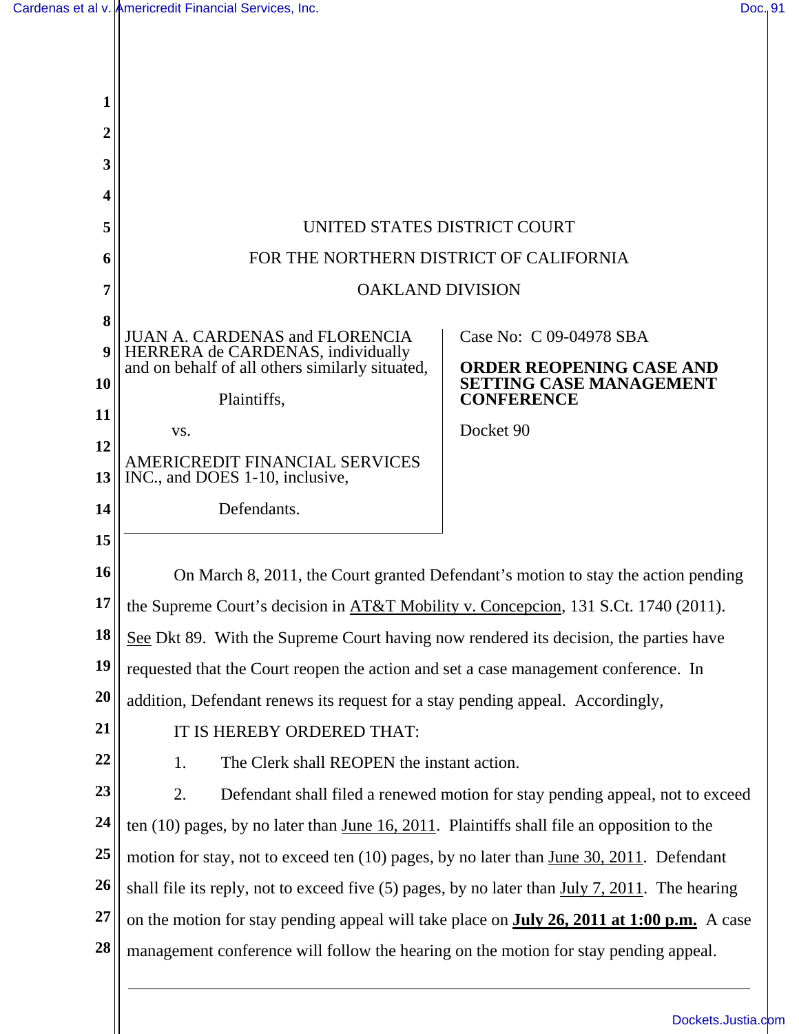UNITED STATES DISTRICT COURT

FOR THE NORTHERN DISTRICT OF CALIFORNIA

OAKLAND DIVISION

| | |
|---|---|
| JUAN A. CARDENAS and FLORENCIA HERRERA de CARDENAS, individually and on behalf of all others similarly situated,<br><br>Plaintiffs,<br><br>vs.<br><br>AMERICREDIT FINANCIAL SERVICES INC., and DOES 1-10, inclusive,<br><br>Defendants. | Case No: C 09-04978 SBA<br><br>**ORDER REOPENING CASE AND SETTING CASE MANAGEMENT CONFERENCE**<br><br>Docket 90 |

On March 8, 2011, the Court granted Defendant's motion to stay the action pending the Supreme Court's decision in AT&T Mobility v. Concepcion, 131 S.Ct. 1740 (2011). See Dkt 89. With the Supreme Court having now rendered its decision, the parties have requested that the Court reopen the action and set a case management conference. In addition, Defendant renews its request for a stay pending appeal. Accordingly,

IT IS HEREBY ORDERED THAT:

1. The Clerk shall REOPEN the instant action.

2. Defendant shall filed a renewed motion for stay pending appeal, not to exceed ten (10) pages, by no later than June 16, 2011. Plaintiffs shall file an opposition to the motion for stay, not to exceed ten (10) pages, by no later than June 30, 2011. Defendant shall file its reply, not to exceed five (5) pages, by no later than July 7, 2011. The hearing on the motion for stay pending appeal will take place on **July 26, 2011 at 1:00 p.m.** A case management conference will follow the hearing on the motion for stay pending appeal.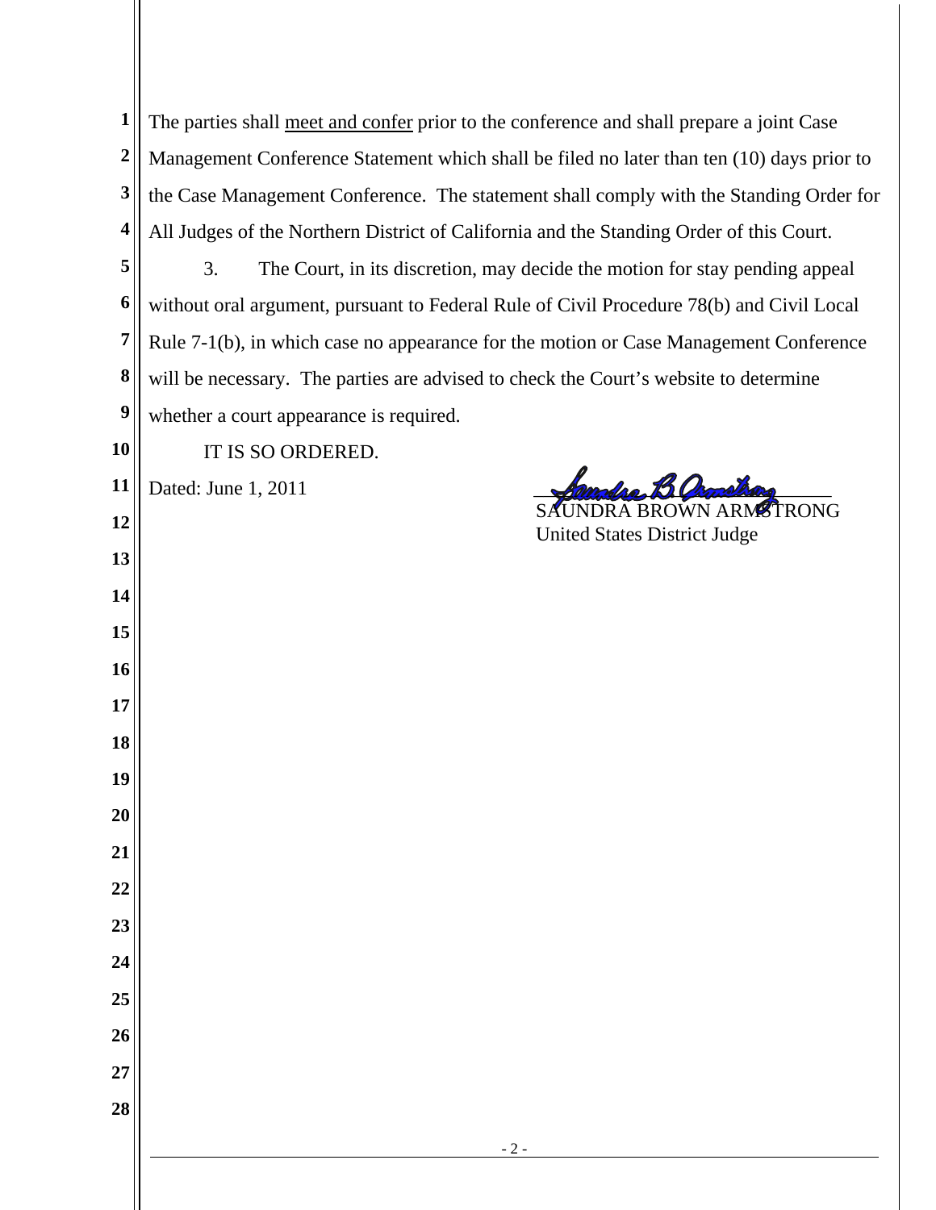The parties shall meet and confer prior to the conference and shall prepare a joint Case Management Conference Statement which shall be filed no later than ten (10) days prior to the Case Management Conference. The statement shall comply with the Standing Order for All Judges of the Northern District of California and the Standing Order of this Court.

3. The Court, in its discretion, may decide the motion for stay pending appeal without oral argument, pursuant to Federal Rule of Civil Procedure 78(b) and Civil Local Rule 7-1(b), in which case no appearance for the motion or Case Management Conference will be necessary. The parties are advised to check the Court's website to determine whether a court appearance is required.

IT IS SO ORDERED.

Dated: June 1, 2011

SAUNDRA BROWN ARMSTRONG
United States District Judge